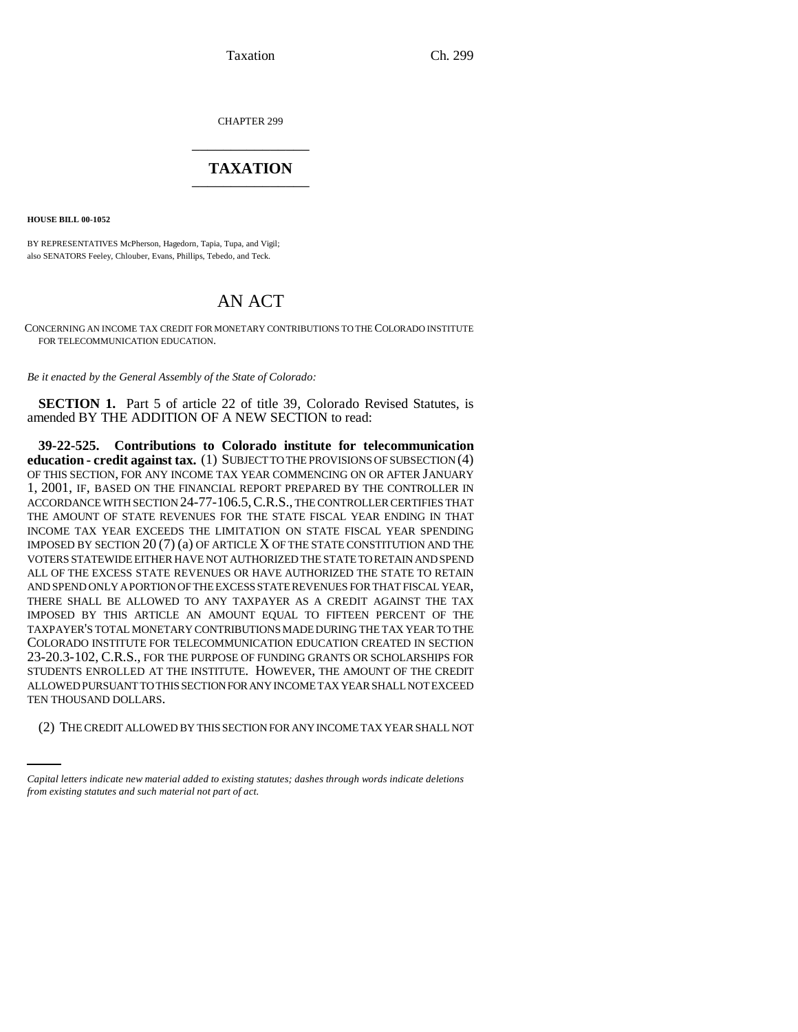CHAPTER 299

# TAXATION

**HOUSE BILL 00-1052**

BY REPRESENTATIVES McPherson, Hagedorn, Tapia, Tupa, and Vigil;
also SENATORS Feeley, Chlouber, Evans, Phillips, Tebedo, and Teck.

# AN ACT

CONCERNING AN INCOME TAX CREDIT FOR MONETARY CONTRIBUTIONS TO THE COLORADO INSTITUTE FOR TELECOMMUNICATION EDUCATION.

*Be it enacted by the General Assembly of the State of Colorado:*

**SECTION 1.** Part 5 of article 22 of title 39, Colorado Revised Statutes, is amended BY THE ADDITION OF A NEW SECTION to read:

**39-22-525. Contributions to Colorado institute for telecommunication education - credit against tax.** (1) SUBJECT TO THE PROVISIONS OF SUBSECTION (4) OF THIS SECTION, FOR ANY INCOME TAX YEAR COMMENCING ON OR AFTER JANUARY 1, 2001, IF, BASED ON THE FINANCIAL REPORT PREPARED BY THE CONTROLLER IN ACCORDANCE WITH SECTION 24-77-106.5, C.R.S., THE CONTROLLER CERTIFIES THAT THE AMOUNT OF STATE REVENUES FOR THE STATE FISCAL YEAR ENDING IN THAT INCOME TAX YEAR EXCEEDS THE LIMITATION ON STATE FISCAL YEAR SPENDING IMPOSED BY SECTION 20 (7) (a) OF ARTICLE X OF THE STATE CONSTITUTION AND THE VOTERS STATEWIDE EITHER HAVE NOT AUTHORIZED THE STATE TO RETAIN AND SPEND ALL OF THE EXCESS STATE REVENUES OR HAVE AUTHORIZED THE STATE TO RETAIN AND SPEND ONLY A PORTION OF THE EXCESS STATE REVENUES FOR THAT FISCAL YEAR, THERE SHALL BE ALLOWED TO ANY TAXPAYER AS A CREDIT AGAINST THE TAX IMPOSED BY THIS ARTICLE AN AMOUNT EQUAL TO FIFTEEN PERCENT OF THE TAXPAYER'S TOTAL MONETARY CONTRIBUTIONS MADE DURING THE TAX YEAR TO THE COLORADO INSTITUTE FOR TELECOMMUNICATION EDUCATION CREATED IN SECTION 23-20.3-102, C.R.S., FOR THE PURPOSE OF FUNDING GRANTS OR SCHOLARSHIPS FOR STUDENTS ENROLLED AT THE INSTITUTE. HOWEVER, THE AMOUNT OF THE CREDIT ALLOWED PURSUANT TO THIS SECTION FOR ANY INCOME TAX YEAR SHALL NOT EXCEED TEN THOUSAND DOLLARS.

(2) THE CREDIT ALLOWED BY THIS SECTION FOR ANY INCOME TAX YEAR SHALL NOT

*Capital letters indicate new material added to existing statutes; dashes through words indicate deletions from existing statutes and such material not part of act.*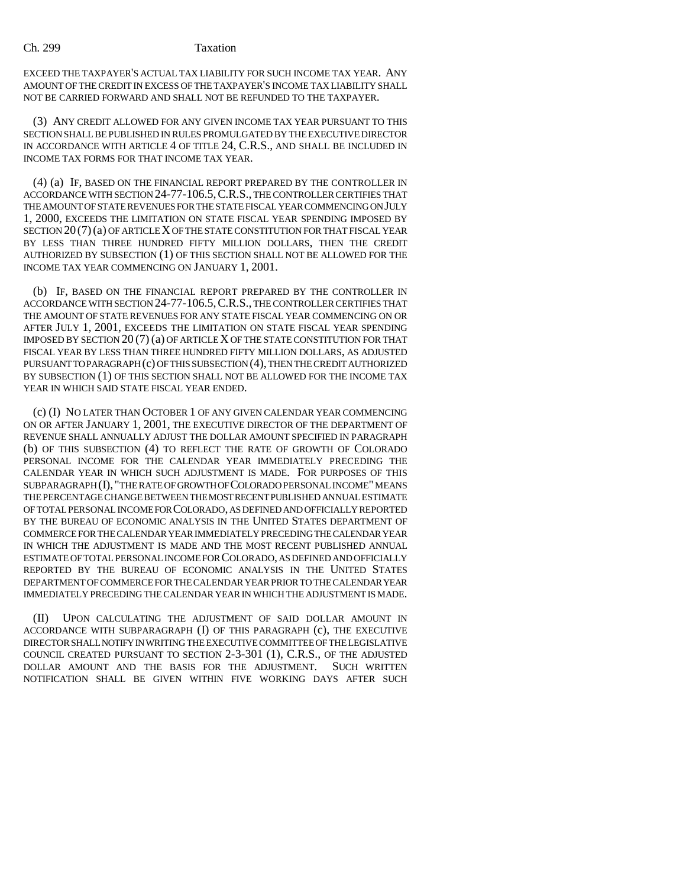EXCEED THE TAXPAYER'S ACTUAL TAX LIABILITY FOR SUCH INCOME TAX YEAR. ANY AMOUNT OF THE CREDIT IN EXCESS OF THE TAXPAYER'S INCOME TAX LIABILITY SHALL NOT BE CARRIED FORWARD AND SHALL NOT BE REFUNDED TO THE TAXPAYER.

(3) ANY CREDIT ALLOWED FOR ANY GIVEN INCOME TAX YEAR PURSUANT TO THIS SECTION SHALL BE PUBLISHED IN RULES PROMULGATED BY THE EXECUTIVE DIRECTOR IN ACCORDANCE WITH ARTICLE 4 OF TITLE 24, C.R.S., AND SHALL BE INCLUDED IN INCOME TAX FORMS FOR THAT INCOME TAX YEAR.

(4) (a) IF, BASED ON THE FINANCIAL REPORT PREPARED BY THE CONTROLLER IN ACCORDANCE WITH SECTION 24-77-106.5, C.R.S., THE CONTROLLER CERTIFIES THAT THE AMOUNT OF STATE REVENUES FOR THE STATE FISCAL YEAR COMMENCING ON JULY 1, 2000, EXCEEDS THE LIMITATION ON STATE FISCAL YEAR SPENDING IMPOSED BY SECTION 20 (7) (a) OF ARTICLE X OF THE STATE CONSTITUTION FOR THAT FISCAL YEAR BY LESS THAN THREE HUNDRED FIFTY MILLION DOLLARS, THEN THE CREDIT AUTHORIZED BY SUBSECTION (1) OF THIS SECTION SHALL NOT BE ALLOWED FOR THE INCOME TAX YEAR COMMENCING ON JANUARY 1, 2001.

(b) IF, BASED ON THE FINANCIAL REPORT PREPARED BY THE CONTROLLER IN ACCORDANCE WITH SECTION 24-77-106.5, C.R.S., THE CONTROLLER CERTIFIES THAT THE AMOUNT OF STATE REVENUES FOR ANY STATE FISCAL YEAR COMMENCING ON OR AFTER JULY 1, 2001, EXCEEDS THE LIMITATION ON STATE FISCAL YEAR SPENDING IMPOSED BY SECTION 20 (7) (a) OF ARTICLE X OF THE STATE CONSTITUTION FOR THAT FISCAL YEAR BY LESS THAN THREE HUNDRED FIFTY MILLION DOLLARS, AS ADJUSTED PURSUANT TO PARAGRAPH (c) OF THIS SUBSECTION (4), THEN THE CREDIT AUTHORIZED BY SUBSECTION (1) OF THIS SECTION SHALL NOT BE ALLOWED FOR THE INCOME TAX YEAR IN WHICH SAID STATE FISCAL YEAR ENDED.

(c) (I) NO LATER THAN OCTOBER 1 OF ANY GIVEN CALENDAR YEAR COMMENCING ON OR AFTER JANUARY 1, 2001, THE EXECUTIVE DIRECTOR OF THE DEPARTMENT OF REVENUE SHALL ANNUALLY ADJUST THE DOLLAR AMOUNT SPECIFIED IN PARAGRAPH (b) OF THIS SUBSECTION (4) TO REFLECT THE RATE OF GROWTH OF COLORADO PERSONAL INCOME FOR THE CALENDAR YEAR IMMEDIATELY PRECEDING THE CALENDAR YEAR IN WHICH SUCH ADJUSTMENT IS MADE. FOR PURPOSES OF THIS SUBPARAGRAPH (I), "THE RATE OF GROWTH OF COLORADO PERSONAL INCOME" MEANS THE PERCENTAGE CHANGE BETWEEN THE MOST RECENT PUBLISHED ANNUAL ESTIMATE OF TOTAL PERSONAL INCOME FOR COLORADO, AS DEFINED AND OFFICIALLY REPORTED BY THE BUREAU OF ECONOMIC ANALYSIS IN THE UNITED STATES DEPARTMENT OF COMMERCE FOR THE CALENDAR YEAR IMMEDIATELY PRECEDING THE CALENDAR YEAR IN WHICH THE ADJUSTMENT IS MADE AND THE MOST RECENT PUBLISHED ANNUAL ESTIMATE OF TOTAL PERSONAL INCOME FOR COLORADO, AS DEFINED AND OFFICIALLY REPORTED BY THE BUREAU OF ECONOMIC ANALYSIS IN THE UNITED STATES DEPARTMENT OF COMMERCE FOR THE CALENDAR YEAR PRIOR TO THE CALENDAR YEAR IMMEDIATELY PRECEDING THE CALENDAR YEAR IN WHICH THE ADJUSTMENT IS MADE.

(II) UPON CALCULATING THE ADJUSTMENT OF SAID DOLLAR AMOUNT IN ACCORDANCE WITH SUBPARAGRAPH (I) OF THIS PARAGRAPH (c), THE EXECUTIVE DIRECTOR SHALL NOTIFY IN WRITING THE EXECUTIVE COMMITTEE OF THE LEGISLATIVE COUNCIL CREATED PURSUANT TO SECTION 2-3-301 (1), C.R.S., OF THE ADJUSTED DOLLAR AMOUNT AND THE BASIS FOR THE ADJUSTMENT. SUCH WRITTEN NOTIFICATION SHALL BE GIVEN WITHIN FIVE WORKING DAYS AFTER SUCH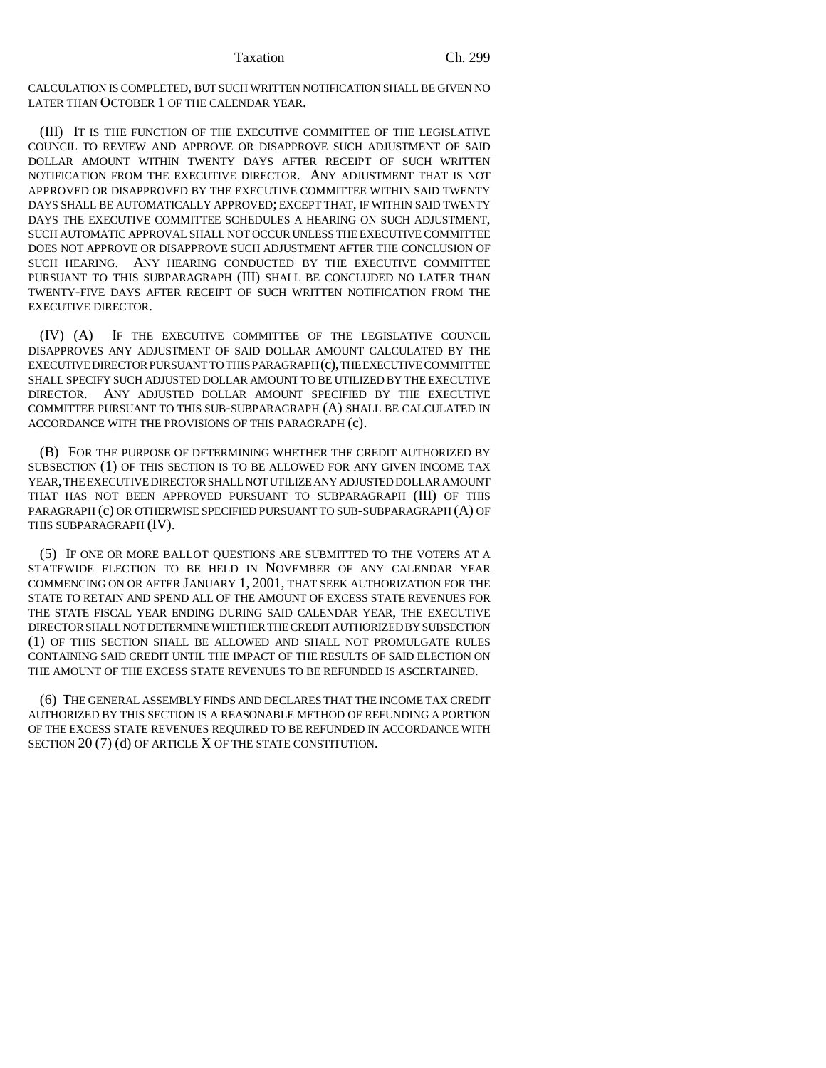CALCULATION IS COMPLETED, BUT SUCH WRITTEN NOTIFICATION SHALL BE GIVEN NO LATER THAN OCTOBER 1 OF THE CALENDAR YEAR.

(III) IT IS THE FUNCTION OF THE EXECUTIVE COMMITTEE OF THE LEGISLATIVE COUNCIL TO REVIEW AND APPROVE OR DISAPPROVE SUCH ADJUSTMENT OF SAID DOLLAR AMOUNT WITHIN TWENTY DAYS AFTER RECEIPT OF SUCH WRITTEN NOTIFICATION FROM THE EXECUTIVE DIRECTOR. ANY ADJUSTMENT THAT IS NOT APPROVED OR DISAPPROVED BY THE EXECUTIVE COMMITTEE WITHIN SAID TWENTY DAYS SHALL BE AUTOMATICALLY APPROVED; EXCEPT THAT, IF WITHIN SAID TWENTY DAYS THE EXECUTIVE COMMITTEE SCHEDULES A HEARING ON SUCH ADJUSTMENT, SUCH AUTOMATIC APPROVAL SHALL NOT OCCUR UNLESS THE EXECUTIVE COMMITTEE DOES NOT APPROVE OR DISAPPROVE SUCH ADJUSTMENT AFTER THE CONCLUSION OF SUCH HEARING. ANY HEARING CONDUCTED BY THE EXECUTIVE COMMITTEE PURSUANT TO THIS SUBPARAGRAPH (III) SHALL BE CONCLUDED NO LATER THAN TWENTY-FIVE DAYS AFTER RECEIPT OF SUCH WRITTEN NOTIFICATION FROM THE EXECUTIVE DIRECTOR.

(IV) (A) IF THE EXECUTIVE COMMITTEE OF THE LEGISLATIVE COUNCIL DISAPPROVES ANY ADJUSTMENT OF SAID DOLLAR AMOUNT CALCULATED BY THE EXECUTIVE DIRECTOR PURSUANT TO THIS PARAGRAPH (c), THE EXECUTIVE COMMITTEE SHALL SPECIFY SUCH ADJUSTED DOLLAR AMOUNT TO BE UTILIZED BY THE EXECUTIVE DIRECTOR. ANY ADJUSTED DOLLAR AMOUNT SPECIFIED BY THE EXECUTIVE COMMITTEE PURSUANT TO THIS SUB-SUBPARAGRAPH (A) SHALL BE CALCULATED IN ACCORDANCE WITH THE PROVISIONS OF THIS PARAGRAPH (c).

(B) FOR THE PURPOSE OF DETERMINING WHETHER THE CREDIT AUTHORIZED BY SUBSECTION (1) OF THIS SECTION IS TO BE ALLOWED FOR ANY GIVEN INCOME TAX YEAR, THE EXECUTIVE DIRECTOR SHALL NOT UTILIZE ANY ADJUSTED DOLLAR AMOUNT THAT HAS NOT BEEN APPROVED PURSUANT TO SUBPARAGRAPH (III) OF THIS PARAGRAPH (c) OR OTHERWISE SPECIFIED PURSUANT TO SUB-SUBPARAGRAPH (A) OF THIS SUBPARAGRAPH (IV).

(5) IF ONE OR MORE BALLOT QUESTIONS ARE SUBMITTED TO THE VOTERS AT A STATEWIDE ELECTION TO BE HELD IN NOVEMBER OF ANY CALENDAR YEAR COMMENCING ON OR AFTER JANUARY 1, 2001, THAT SEEK AUTHORIZATION FOR THE STATE TO RETAIN AND SPEND ALL OF THE AMOUNT OF EXCESS STATE REVENUES FOR THE STATE FISCAL YEAR ENDING DURING SAID CALENDAR YEAR, THE EXECUTIVE DIRECTOR SHALL NOT DETERMINE WHETHER THE CREDIT AUTHORIZED BY SUBSECTION (1) OF THIS SECTION SHALL BE ALLOWED AND SHALL NOT PROMULGATE RULES CONTAINING SAID CREDIT UNTIL THE IMPACT OF THE RESULTS OF SAID ELECTION ON THE AMOUNT OF THE EXCESS STATE REVENUES TO BE REFUNDED IS ASCERTAINED.

(6) THE GENERAL ASSEMBLY FINDS AND DECLARES THAT THE INCOME TAX CREDIT AUTHORIZED BY THIS SECTION IS A REASONABLE METHOD OF REFUNDING A PORTION OF THE EXCESS STATE REVENUES REQUIRED TO BE REFUNDED IN ACCORDANCE WITH SECTION 20 (7) (d) OF ARTICLE X OF THE STATE CONSTITUTION.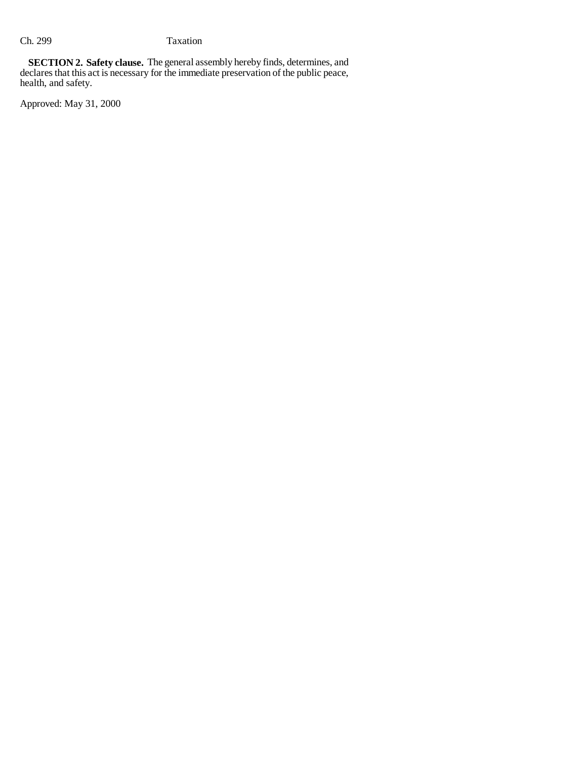**SECTION 2. Safety clause.** The general assembly hereby finds, determines, and declares that this act is necessary for the immediate preservation of the public peace, health, and safety.

Approved: May 31, 2000